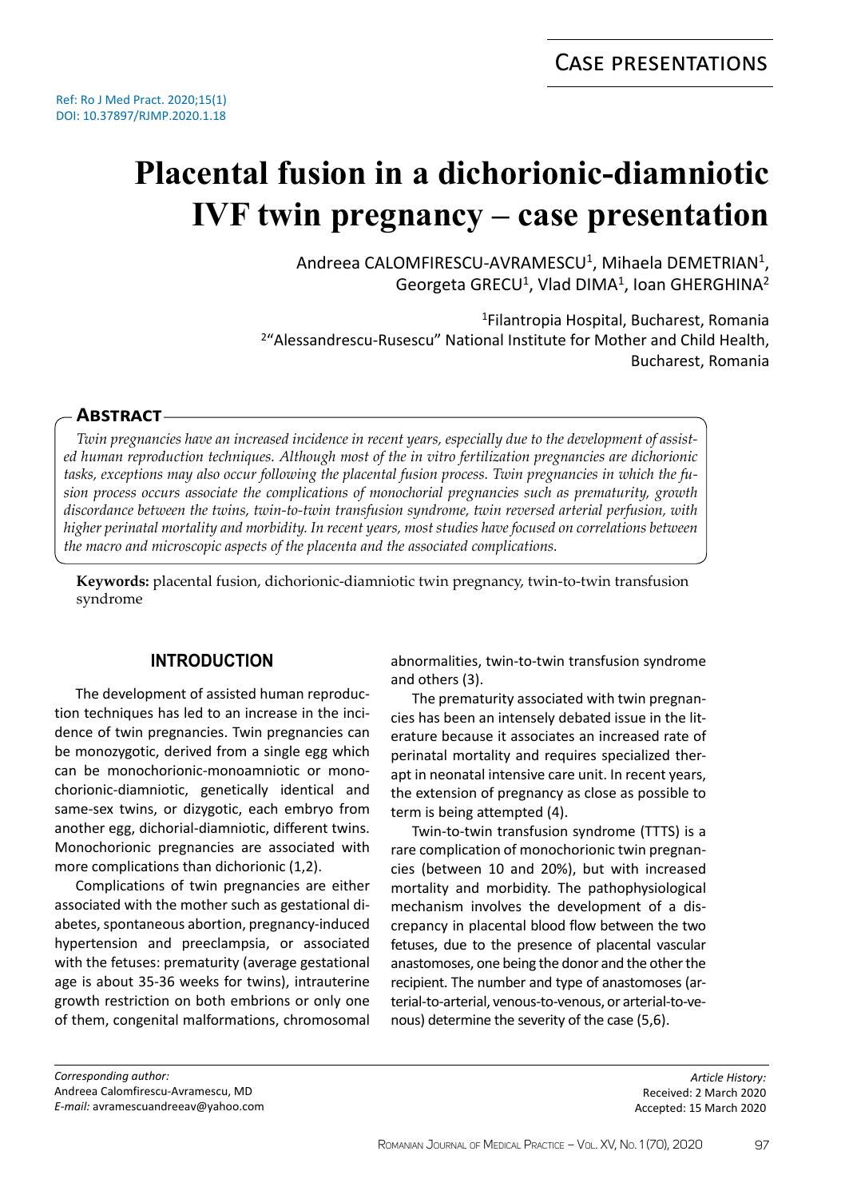Case presentations

Ref: Ro J Med Pract. 2020;15(1)
DOI: 10.37897/RJMP.2020.1.18

# Placental fusion in a dichorionic-diamniotic IVF twin pregnancy – case presentation

Andreea CALOMFIRESCU-AVRAMESCU[1], Mihaela DEMETRIAN[1], Georgeta GRECU[1], Vlad DIMA[1], Ioan GHERGHINA[2]

[1]Filantropia Hospital, Bucharest, Romania
[2]"Alessandrescu-Rusescu" National Institute for Mother and Child Health, Bucharest, Romania

## Abstract

*Twin pregnancies have an increased incidence in recent years, especially due to the development of assisted human reproduction techniques. Although most of the in vitro fertilization pregnancies are dichorionic tasks, exceptions may also occur following the placental fusion process. Twin pregnancies in which the fusion process occurs associate the complications of monochorial pregnancies such as prematurity, growth discordance between the twins, twin-to-twin transfusion syndrome, twin reversed arterial perfusion, with higher perinatal mortality and morbidity. In recent years, most studies have focused on correlations between the macro and microscopic aspects of the placenta and the associated complications.*

**Keywords:** placental fusion, dichorionic-diamniotic twin pregnancy, twin-to-twin transfusion syndrome

## INTRODUCTION

The development of assisted human reproduction techniques has led to an increase in the incidence of twin pregnancies. Twin pregnancies can be monozygotic, derived from a single egg which can be monochorionic-monoamniotic or monochorionic-diamniotic, genetically identical and same-sex twins, or dizygotic, each embryo from another egg, dichorial-diamniotic, different twins. Monochorionic pregnancies are associated with more complications than dichorionic (1,2).

Complications of twin pregnancies are either associated with the mother such as gestational diabetes, spontaneous abortion, pregnancy-induced hypertension and preeclampsia, or associated with the fetuses: prematurity (average gestational age is about 35-36 weeks for twins), intrauterine growth restriction on both embrions or only one of them, congenital malformations, chromosomal abnormalities, twin-to-twin transfusion syndrome and others (3).

The prematurity associated with twin pregnancies has been an intensely debated issue in the literature because it associates an increased rate of perinatal mortality and requires specialized therapt in neonatal intensive care unit. In recent years, the extension of pregnancy as close as possible to term is being attempted (4).

Twin-to-twin transfusion syndrome (TTTS) is a rare complication of monochorionic twin pregnancies (between 10 and 20%), but with increased mortality and morbidity. The pathophysiological mechanism involves the development of a discrepancy in placental blood flow between the two fetuses, due to the presence of placental vascular anastomoses, one being the donor and the other the recipient. The number and type of anastomoses (arterial-to-arterial, venous-to-venous, or arterial-to-venous) determine the severity of the case (5,6).

*Corresponding author:*
Andreea Calomfirescu-Avramescu, MD
*E-mail:* avramescuandreeav@yahoo.com

*Article History:*
Received: 2 March 2020
Accepted: 15 March 2020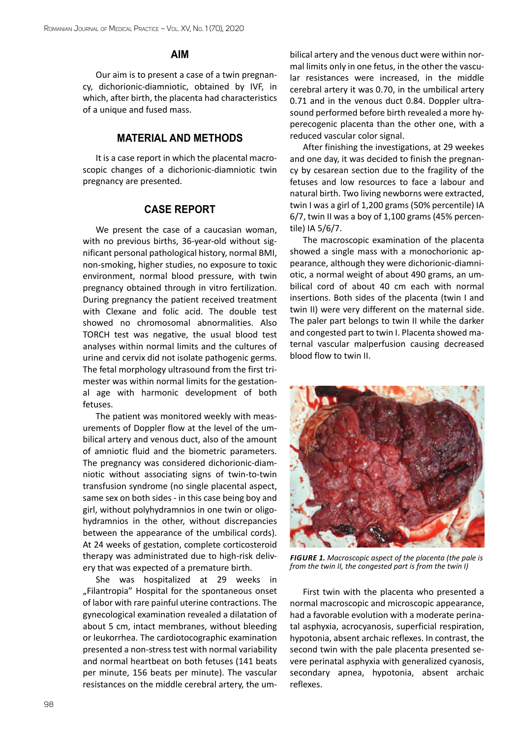## AIM

Our aim is to present a case of a twin pregnancy, dichorionic-diamniotic, obtained by IVF, in which, after birth, the placenta had characteristics of a unique and fused mass.

## MATERIAL AND METHODS

It is a case report in which the placental macroscopic changes of a dichorionic-diamniotic twin pregnancy are presented.

## CASE REPORT

We present the case of a caucasian woman, with no previous births, 36-year-old without significant personal pathological history, normal BMI, non-smoking, higher studies, no exposure to toxic environment, normal blood pressure, with twin pregnancy obtained through in vitro fertilization. During pregnancy the patient received treatment with Clexane and folic acid. The double test showed no chromosomal abnormalities. Also TORCH test was negative, the usual blood test analyses within normal limits and the cultures of urine and cervix did not isolate pathogenic germs. The fetal morphology ultrasound from the first trimester was within normal limits for the gestational age with harmonic development of both fetuses.

The patient was monitored weekly with measurements of Doppler flow at the level of the umbilical artery and venous duct, also of the amount of amniotic fluid and the biometric parameters. The pregnancy was considered dichorionic-diamniotic without associating signs of twin-to-twin transfusion syndrome (no single placental aspect, same sex on both sides - in this case being boy and girl, without polyhydramnios in one twin or oligohydramnios in the other, without discrepancies between the appearance of the umbilical cords). At 24 weeks of gestation, complete corticosteroid therapy was administrated due to high-risk delivery that was expected of a premature birth.

She was hospitalized at 29 weeks in „Filantropia" Hospital for the spontaneous onset of labor with rare painful uterine contractions. The gynecological examination revealed a dilatation of about 5 cm, intact membranes, without bleeding or leukorrhea. The cardiotocographic examination presented a non-stress test with normal variability and normal heartbeat on both fetuses (141 beats per minute, 156 beats per minute). The vascular resistances on the middle cerebral artery, the umbilical artery and the venous duct were within normal limits only in one fetus, in the other the vascular resistances were increased, in the middle cerebral artery it was 0.70, in the umbilical artery 0.71 and in the venous duct 0.84. Doppler ultrasound performed before birth revealed a more hyperecogenic placenta than the other one, with a reduced vascular color signal.

After finishing the investigations, at 29 weekes and one day, it was decided to finish the pregnancy by cesarean section due to the fragility of the fetuses and low resources to face a labour and natural birth. Two living newborns were extracted, twin I was a girl of 1,200 grams (50% percentile) IA 6/7, twin II was a boy of 1,100 grams (45% percentile) IA 5/6/7.

The macroscopic examination of the placenta showed a single mass with a monochorionic appearance, although they were dichorionic-diamniotic, a normal weight of about 490 grams, an umbilical cord of about 40 cm each with normal insertions. Both sides of the placenta (twin I and twin II) were very different on the maternal side. The paler part belongs to twin II while the darker and congested part to twin I. Placenta showed maternal vascular malperfusion causing decreased blood flow to twin II.

***FIGURE 1.*** *Macroscopic aspect of the placenta (the pale is from the twin II, the congested part is from the twin I)*

First twin with the placenta who presented a normal macroscopic and microscopic appearance, had a favorable evolution with a moderate perinatal asphyxia, acrocyanosis, superficial respiration, hypotonia, absent archaic reflexes. In contrast, the second twin with the pale placenta presented severe perinatal asphyxia with generalized cyanosis, secondary apnea, hypotonia, absent archaic reflexes.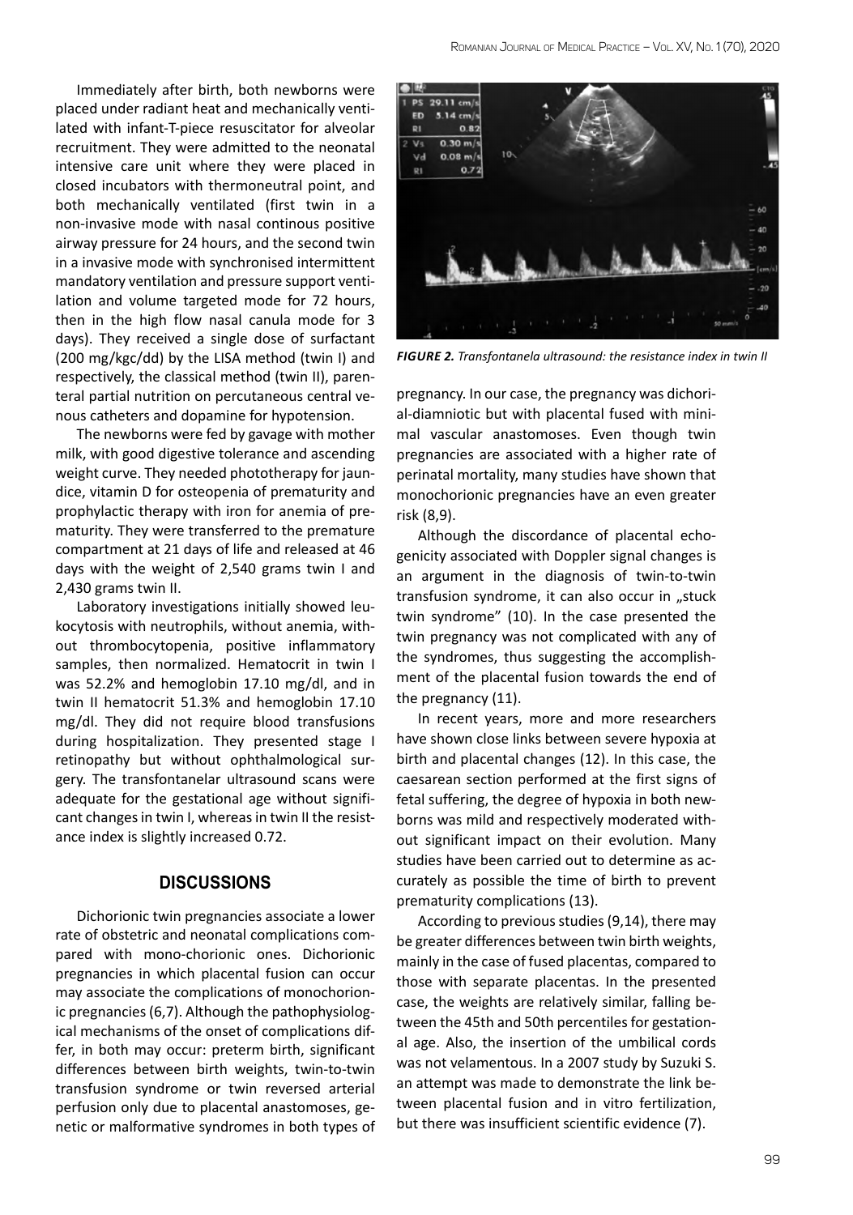Immediately after birth, both newborns were placed under radiant heat and mechanically ventilated with infant-T-piece resuscitator for alveolar recruitment. They were admitted to the neonatal intensive care unit where they were placed in closed incubators with thermoneutral point, and both mechanically ventilated (first twin in a non-invasive mode with nasal continous positive airway pressure for 24 hours, and the second twin in a invasive mode with synchronised intermittent mandatory ventilation and pressure support ventilation and volume targeted mode for 72 hours, then in the high flow nasal canula mode for 3 days). They received a single dose of surfactant (200 mg/kgc/dd) by the LISA method (twin I) and respectively, the classical method (twin II), parenteral partial nutrition on percutaneous central venous catheters and dopamine for hypotension.

The newborns were fed by gavage with mother milk, with good digestive tolerance and ascending weight curve. They needed phototherapy for jaundice, vitamin D for osteopenia of prematurity and prophylactic therapy with iron for anemia of prematurity. They were transferred to the premature compartment at 21 days of life and released at 46 days with the weight of 2,540 grams twin I and 2,430 grams twin II.

Laboratory investigations initially showed leukocytosis with neutrophils, without anemia, without thrombocytopenia, positive inflammatory samples, then normalized. Hematocrit in twin I was 52.2% and hemoglobin 17.10 mg/dl, and in twin II hematocrit 51.3% and hemoglobin 17.10 mg/dl. They did not require blood transfusions during hospitalization. They presented stage I retinopathy but without ophthalmological surgery. The transfontanelar ultrasound scans were adequate for the gestational age without significant changes in twin I, whereas in twin II the resistance index is slightly increased 0.72.

*FIGURE 2. Transfontanela ultrasound: the resistance index in twin II*

## DISCUSSIONS

Dichorionic twin pregnancies associate a lower rate of obstetric and neonatal complications compared with mono-chorionic ones. Dichorionic pregnancies in which placental fusion can occur may associate the complications of monochorionic pregnancies (6,7). Although the pathophysiological mechanisms of the onset of complications differ, in both may occur: preterm birth, significant differences between birth weights, twin-to-twin transfusion syndrome or twin reversed arterial perfusion only due to placental anastomoses, genetic or malformative syndromes in both types of pregnancy. In our case, the pregnancy was dichorial-diamniotic but with placental fused with minimal vascular anastomoses. Even though twin pregnancies are associated with a higher rate of perinatal mortality, many studies have shown that monochorionic pregnancies have an even greater risk (8,9).

Although the discordance of placental echogenicity associated with Doppler signal changes is an argument in the diagnosis of twin-to-twin transfusion syndrome, it can also occur in „stuck twin syndrome" (10). In the case presented the twin pregnancy was not complicated with any of the syndromes, thus suggesting the accomplishment of the placental fusion towards the end of the pregnancy (11).

In recent years, more and more researchers have shown close links between severe hypoxia at birth and placental changes (12). In this case, the caesarean section performed at the first signs of fetal suffering, the degree of hypoxia in both newborns was mild and respectively moderated without significant impact on their evolution. Many studies have been carried out to determine as accurately as possible the time of birth to prevent prematurity complications (13).

According to previous studies (9,14), there may be greater differences between twin birth weights, mainly in the case of fused placentas, compared to those with separate placentas. In the presented case, the weights are relatively similar, falling between the 45th and 50th percentiles for gestational age. Also, the insertion of the umbilical cords was not velamentous. In a 2007 study by Suzuki S. an attempt was made to demonstrate the link between placental fusion and in vitro fertilization, but there was insufficient scientific evidence (7).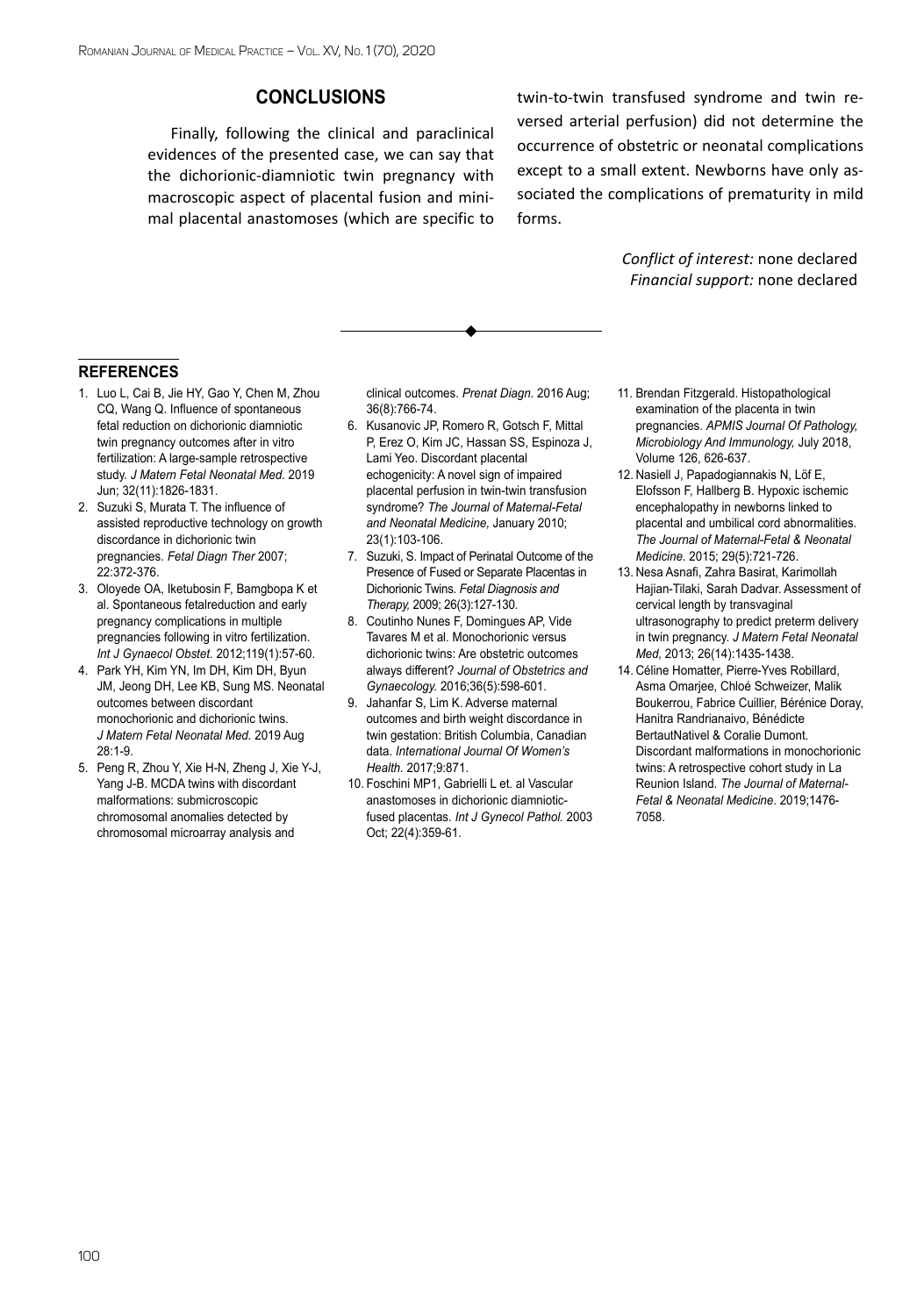## CONCLUSIONS

Finally, following the clinical and paraclinical evidences of the presented case, we can say that the dichorionic-diamniotic twin pregnancy with macroscopic aspect of placental fusion and minimal placental anastomoses (which are specific to twin-to-twin transfused syndrome and twin reversed arterial perfusion) did not determine the occurrence of obstetric or neonatal complications except to a small extent. Newborns have only associated the complications of prematurity in mild forms.

*Conflict of interest:* none declared
*Financial support:* none declared

## REFERENCES

1. Luo L, Cai B, Jie HY, Gao Y, Chen M, Zhou CQ, Wang Q. Influence of spontaneous fetal reduction on dichorionic diamniotic twin pregnancy outcomes after in vitro fertilization: A large-sample retrospective study. *J Matern Fetal Neonatal Med.* 2019 Jun; 32(11):1826-1831.
2. Suzuki S, Murata T. The influence of assisted reproductive technology on growth discordance in dichorionic twin pregnancies. *Fetal Diagn Ther* 2007; 22:372-376.
3. Oloyede OA, Iketubosin F, Bamgbopa K et al. Spontaneous fetalreduction and early pregnancy complications in multiple pregnancies following in vitro fertilization. *Int J Gynaecol Obstet.* 2012;119(1):57-60.
4. Park YH, Kim YN, Im DH, Kim DH, Byun JM, Jeong DH, Lee KB, Sung MS. Neonatal outcomes between discordant monochorionic and dichorionic twins. *J Matern Fetal Neonatal Med.* 2019 Aug 28:1-9.
5. Peng R, Zhou Y, Xie H-N, Zheng J, Xie Y-J, Yang J-B. MCDA twins with discordant malformations: submicroscopic chromosomal anomalies detected by chromosomal microarray analysis and clinical outcomes. *Prenat Diagn.* 2016 Aug; 36(8):766-74.
6. Kusanovic JP, Romero R, Gotsch F, Mittal P, Erez O, Kim JC, Hassan SS, Espinoza J, Lami Yeo. Discordant placental echogenicity: A novel sign of impaired placental perfusion in twin-twin transfusion syndrome? *The Journal of Maternal-Fetal and Neonatal Medicine,* January 2010; 23(1):103-106.
7. Suzuki, S. Impact of Perinatal Outcome of the Presence of Fused or Separate Placentas in Dichorionic Twins. *Fetal Diagnosis and Therapy,* 2009; 26(3):127-130.
8. Coutinho Nunes F, Domingues AP, Vide Tavares M et al. Monochorionic versus dichorionic twins: Are obstetric outcomes always different? *Journal of Obstetrics and Gynaecology.* 2016;36(5):598-601.
9. Jahanfar S, Lim K. Adverse maternal outcomes and birth weight discordance in twin gestation: British Columbia, Canadian data. *International Journal Of Women's Health.* 2017;9:871.
10. Foschini MP1, Gabrielli L et. al Vascular anastomoses in dichorionic diamniotic-fused placentas. *Int J Gynecol Pathol.* 2003 Oct; 22(4):359-61.
11. Brendan Fitzgerald. Histopathological examination of the placenta in twin pregnancies. *APMIS Journal Of Pathology, Microbiology And Immunology,* July 2018, Volume 126, 626-637.
12. Nasiell J, Papadogiannakis N, Löf E, Elofsson F, Hallberg B. Hypoxic ischemic encephalopathy in newborns linked to placental and umbilical cord abnormalities. *The Journal of Maternal-Fetal & Neonatal Medicine.* 2015; 29(5):721-726.
13. Nesa Asnafi, Zahra Basirat, Karimollah Hajian-Tilaki, Sarah Dadvar. Assessment of cervical length by transvaginal ultrasonography to predict preterm delivery in twin pregnancy. *J Matern Fetal Neonatal Med,* 2013; 26(14):1435-1438.
14. Céline Homatter, Pierre-Yves Robillard, Asma Omarjee, Chloé Schweizer, Malik Boukerrou, Fabrice Cuillier, Bérénice Doray, Hanitra Randrianaivo, Bénédicte BertautNativel & Coralie Dumont. Discordant malformations in monochorionic twins: A retrospective cohort study in La Reunion Island. *The Journal of Maternal-Fetal & Neonatal Medicine.* 2019;1476-7058.